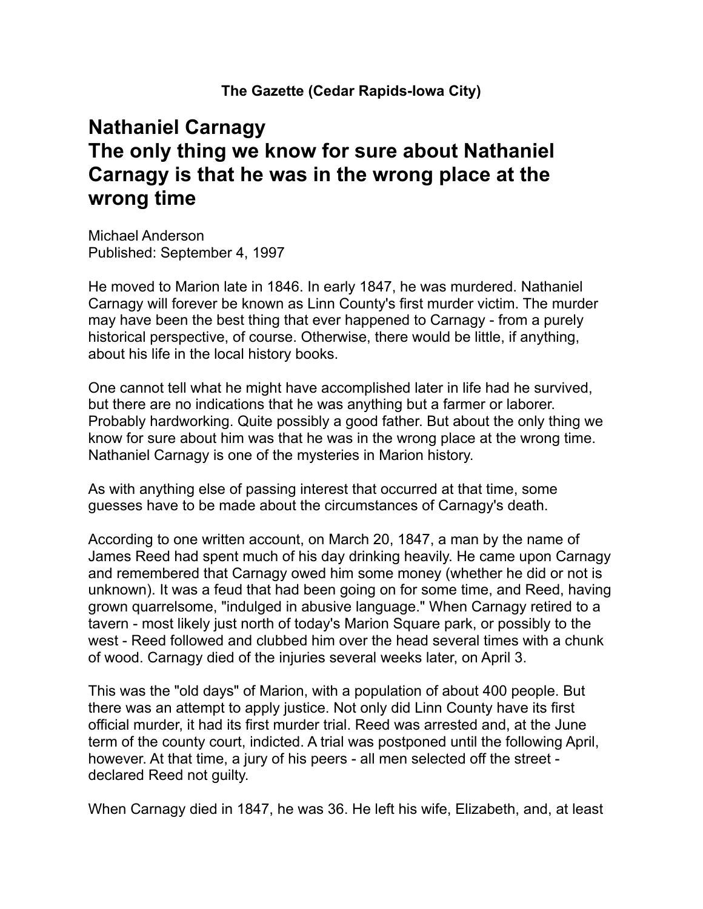**The Gazette (Cedar Rapids-Iowa City)**

# Nathaniel Carnagy
# The only thing we know for sure about Nathaniel Carnagy is that he was in the wrong place at the wrong time

Michael Anderson
Published: September 4, 1997

He moved to Marion late in 1846. In early 1847, he was murdered. Nathaniel Carnagy will forever be known as Linn County's first murder victim. The murder may have been the best thing that ever happened to Carnagy - from a purely historical perspective, of course. Otherwise, there would be little, if anything, about his life in the local history books.

One cannot tell what he might have accomplished later in life had he survived, but there are no indications that he was anything but a farmer or laborer. Probably hardworking. Quite possibly a good father. But about the only thing we know for sure about him was that he was in the wrong place at the wrong time. Nathaniel Carnagy is one of the mysteries in Marion history.

As with anything else of passing interest that occurred at that time, some guesses have to be made about the circumstances of Carnagy's death.

According to one written account, on March 20, 1847, a man by the name of James Reed had spent much of his day drinking heavily. He came upon Carnagy and remembered that Carnagy owed him some money (whether he did or not is unknown). It was a feud that had been going on for some time, and Reed, having grown quarrelsome, "indulged in abusive language." When Carnagy retired to a tavern - most likely just north of today's Marion Square park, or possibly to the west - Reed followed and clubbed him over the head several times with a chunk of wood. Carnagy died of the injuries several weeks later, on April 3.

This was the "old days" of Marion, with a population of about 400 people. But there was an attempt to apply justice. Not only did Linn County have its first official murder, it had its first murder trial. Reed was arrested and, at the June term of the county court, indicted. A trial was postponed until the following April, however. At that time, a jury of his peers - all men selected off the street - declared Reed not guilty.

When Carnagy died in 1847, he was 36. He left his wife, Elizabeth, and, at least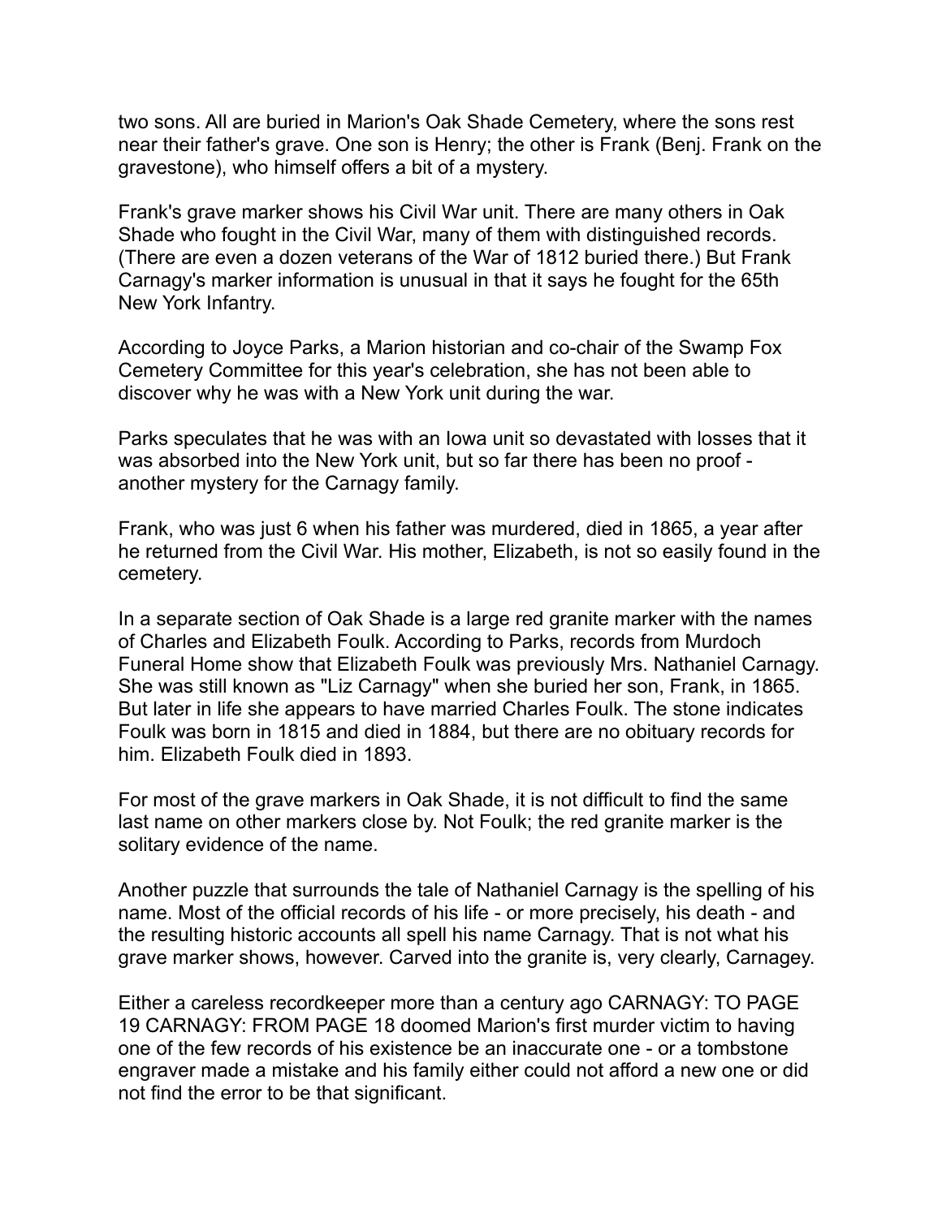two sons. All are buried in Marion's Oak Shade Cemetery, where the sons rest near their father's grave. One son is Henry; the other is Frank (Benj. Frank on the gravestone), who himself offers a bit of a mystery.

Frank's grave marker shows his Civil War unit. There are many others in Oak Shade who fought in the Civil War, many of them with distinguished records. (There are even a dozen veterans of the War of 1812 buried there.) But Frank Carnagy's marker information is unusual in that it says he fought for the 65th New York Infantry.

According to Joyce Parks, a Marion historian and co-chair of the Swamp Fox Cemetery Committee for this year's celebration, she has not been able to discover why he was with a New York unit during the war.

Parks speculates that he was with an Iowa unit so devastated with losses that it was absorbed into the New York unit, but so far there has been no proof - another mystery for the Carnagy family.

Frank, who was just 6 when his father was murdered, died in 1865, a year after he returned from the Civil War. His mother, Elizabeth, is not so easily found in the cemetery.

In a separate section of Oak Shade is a large red granite marker with the names of Charles and Elizabeth Foulk. According to Parks, records from Murdoch Funeral Home show that Elizabeth Foulk was previously Mrs. Nathaniel Carnagy. She was still known as "Liz Carnagy" when she buried her son, Frank, in 1865. But later in life she appears to have married Charles Foulk. The stone indicates Foulk was born in 1815 and died in 1884, but there are no obituary records for him. Elizabeth Foulk died in 1893.

For most of the grave markers in Oak Shade, it is not difficult to find the same last name on other markers close by. Not Foulk; the red granite marker is the solitary evidence of the name.

Another puzzle that surrounds the tale of Nathaniel Carnagy is the spelling of his name. Most of the official records of his life - or more precisely, his death - and the resulting historic accounts all spell his name Carnagy. That is not what his grave marker shows, however. Carved into the granite is, very clearly, Carnagey.

Either a careless recordkeeper more than a century ago CARNAGY: TO PAGE 19 CARNAGY: FROM PAGE 18 doomed Marion's first murder victim to having one of the few records of his existence be an inaccurate one - or a tombstone engraver made a mistake and his family either could not afford a new one or did not find the error to be that significant.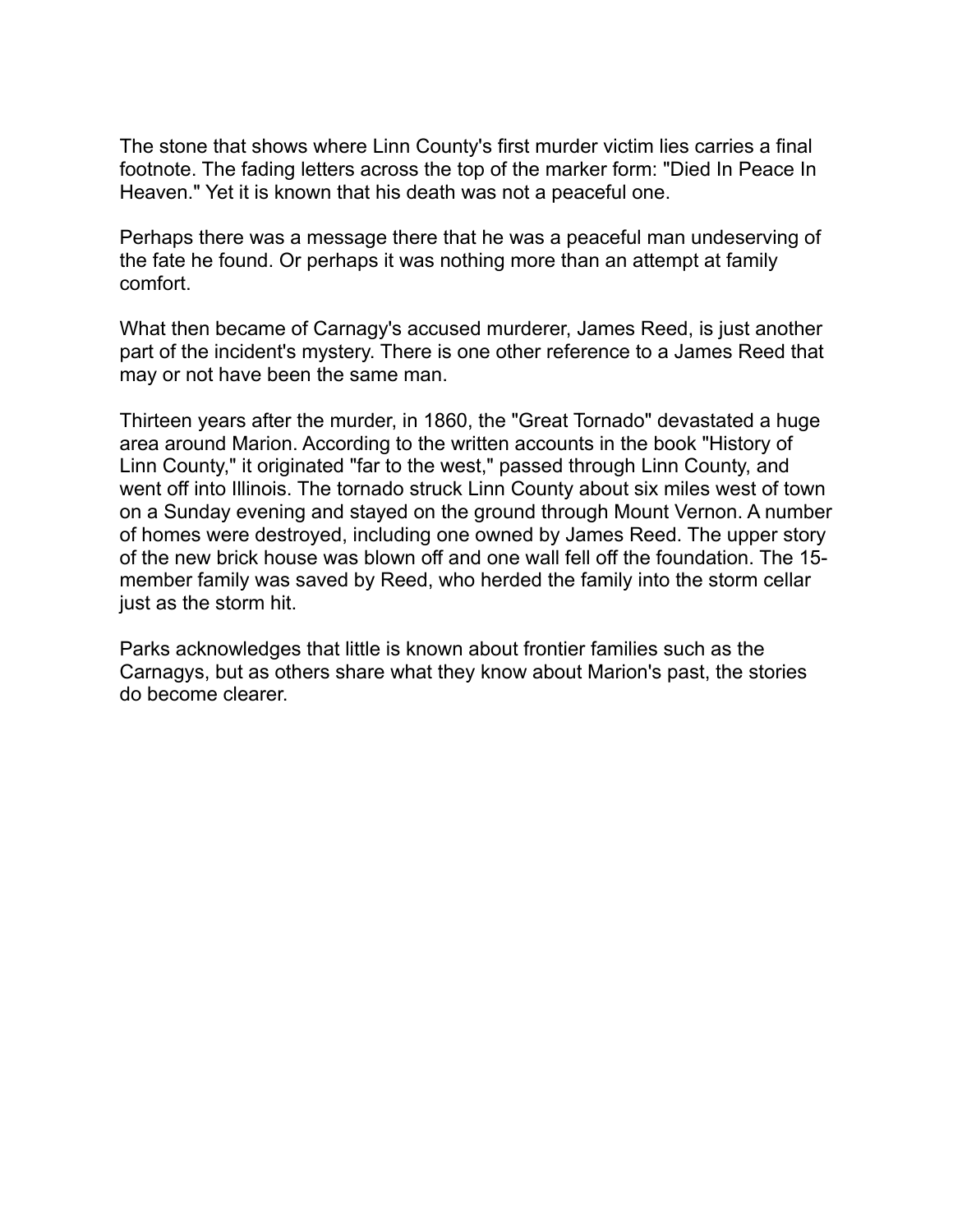The stone that shows where Linn County's first murder victim lies carries a final footnote. The fading letters across the top of the marker form: "Died In Peace In Heaven." Yet it is known that his death was not a peaceful one.

Perhaps there was a message there that he was a peaceful man undeserving of the fate he found. Or perhaps it was nothing more than an attempt at family comfort.

What then became of Carnagy's accused murderer, James Reed, is just another part of the incident's mystery. There is one other reference to a James Reed that may or not have been the same man.

Thirteen years after the murder, in 1860, the "Great Tornado" devastated a huge area around Marion. According to the written accounts in the book "History of Linn County," it originated "far to the west," passed through Linn County, and went off into Illinois. The tornado struck Linn County about six miles west of town on a Sunday evening and stayed on the ground through Mount Vernon. A number of homes were destroyed, including one owned by James Reed. The upper story of the new brick house was blown off and one wall fell off the foundation. The 15-member family was saved by Reed, who herded the family into the storm cellar just as the storm hit.

Parks acknowledges that little is known about frontier families such as the Carnagys, but as others share what they know about Marion's past, the stories do become clearer.